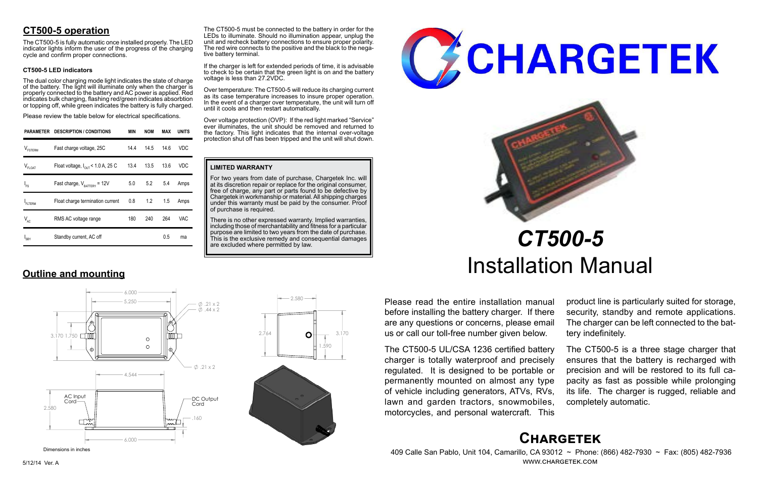## CT500-5 operation

The CT500-5 is fully automatic once installed properly. The LED indicator lights inform the user of the progress of the charging cycle and confirm proper connections.

### CT500-5 LED indicators

The dual color charging mode light indicates the state of charge of the battery. The light will illuminate only when the charger is properly connected to the battery and AC power is applied. Red indicates bulk charging, flashing red/green indicates absorbtion or topping off, while green indicates the battery is fully charged.

Please review the table below for electrical specifications.

| PARAMETER | DESCRIPTION / CONDITIONS | MIN | NOM | MAX | UNITS |
|---|---|---|---|---|---|
| $V_{FSTERM}$ | Fast charge voltage, 25C | 14.4 | 14.5 | 14.6 | VDC |
| $V_{FLOAT}$ | Float voltage, $I_{OUT}$ < 1.0 A, 25 C | 13.4 | 13.5 | 13.6 | VDC |
| $I_{FS}$ | Fast charge, $V_{BATTERY}$ = 12V | 5.0 | 5.2 | 5.4 | Amps |
| $I_{FLTERM}$ | Float charge termination current | 0.8 | 1.2 | 1.5 | Amps |
| $V_{AC}$ | RMS AC voltage range | 180 | 240 | 264 | VAC |
| $I_{SBY}$ | Standby current, AC off | | | 0.5 | ma |

The CT500-5 must be connected to the battery in order for the LEDs to illuminate. Should no illumination appear, unplug the unit and recheck battery connections to ensure proper polarity. The red wire connects to the positive and the black to the negative battery terminal.

If the charger is left for extended periods of time, it is advisable to check to be certain that the green light is on and the battery voltage is less than 27.2VDC.

Over temperature: The CT500-5 will reduce its charging current as its case temperature increases to insure proper operation. In the event of a charger over temperature, the unit will turn off until it cools and then restart automatically.

Over voltage protection (OVP): If the red light marked "Service" ever illuminates, the unit should be removed and returned to the factory. This light indicates that the internal over-voltage protection shut off has been tripped and the unit will shut down.

**LIMITED WARRANTY**

For two years from date of purchase, Chargetek Inc. will at its discretion repair or replace for the original consumer, free of charge, any part or parts found to be defective by Chargetek in workmanship or material. All shipping charges under this warranty must be paid by the consumer. Proof of purchase is required.

There is no other expressed warranty. Implied warranties, including those of merchantability and fitness for a particular purpose are limited to two years from the date of purchase. This is the exclusive remedy and consequential damages are excluded where permitted by law.

## Outline and mounting

6.000 5.250 Ø .21 x 2 Ø .44 x 2 3.170 1.750 Ø .21 x 2 4.544 AC Input Cord DC Output Cord 2.580 .160 6.000 2.580 2.764 3.170 1.590

Dimensions in inches

5/12/14 Ver. A

# CHARGETEK

# *CT500-5*
# Installation Manual

Please read the entire installation manual before installing the battery charger. If there are any questions or concerns, please email us or call our toll-free number given below.

The CT500-5 UL/CSA 1236 certified battery charger is totally waterproof and precisely regulated. It is designed to be portable or permanently mounted on almost any type of vehicle including generators, ATVs, RVs, lawn and garden tractors, snowmobiles, motorcycles, and personal watercraft. This product line is particularly suited for storage, security, standby and remote applications. The charger can be left connected to the battery indefinitely.

The CT500-5 is a three stage charger that ensures that the battery is recharged with precision and will be restored to its full capacity as fast as possible while prolonging its life. The charger is rugged, reliable and completely automatic.

## Chargetek

409 Calle San Pablo, Unit 104, Camarillo, CA 93012 ~ Phone: (866) 482-7930 ~ Fax: (805) 482-7936
WWW.CHARGETEK.COM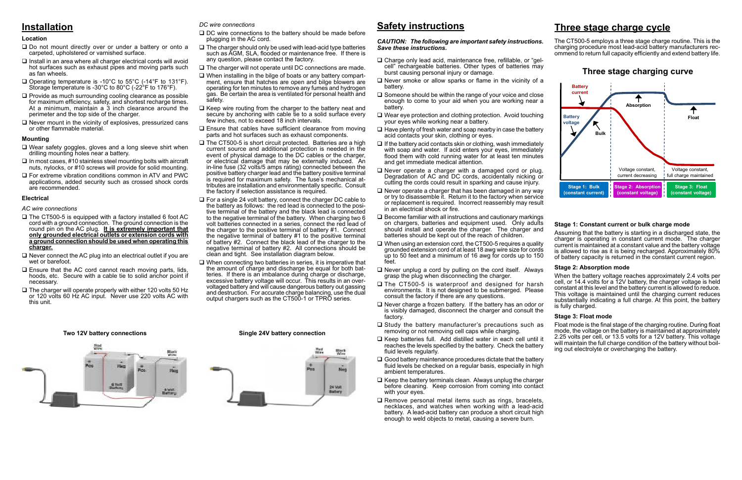## Installation

### Location

- ❑ Do not mount directly over or under a battery or onto a carpeted, upholstered or varnished surface.
- ❑ Install in an area where all charger electrical cords will avoid hot surfaces such as exhaust pipes and moving parts such as fan wheels.
- ❑ Operating temperature is -10°C to 55°C (-14°F to 131°F). Storage temperature is -30°C to 80°C (-22°F to 176°F).
- ❑ Provide as much surrounding cooling clearance as possible for maximum efficiency, safety, and shortest recharge times. At a minimum, maintain a 3 inch clearance around the perimeter and the top side of the charger.
- ❑ Never mount in the vicinity of explosives, pressurized cans or other flammable material.

### Mounting

- ❑ Wear safety goggles, gloves and a long sleeve shirt when drilling mounting holes near a battery.
- ❑ In most cases, #10 stainless steel mounting bolts with aircraft nuts, nylocks, or #10 screws will provide for solid mounting.
- ❑ For extreme vibration conditions common in ATV and PWC applications, added security such as crossed shock cords are recommended.

### Electrical

*AC wire connections*

- ❑ The CT500-5 is equipped with a factory installed 6 foot AC cord with a ground connection. The ground connection is the round pin on the AC plug. **It is extremely important that only grounded electrical outlets or extension cords with a ground connection should be used when operating this charger.**
- ❑ Never connect the AC plug into an electrical outlet if you are wet or barefoot.
- ❑ Ensure that the AC cord cannot reach moving parts, lids, hoods, etc. Secure with a cable tie to solid anchor point if necessary.
- ❑ The charger will operate properly with either 120 volts 50 Hz or 120 volts 60 Hz AC input. Never use 220 volts AC with this unit.

*DC wire connections*

- ❑ DC wire connections to the battery should be made before plugging in the AC cord.
- ❑ The charger should only be used with lead-acid type batteries such as AGM, SLA, flooded or maintenance free. If there is any question, please contact the factory.
- ❑ The charger will not operate until DC connections are made.
- ❑ When installing in the bilge of boats or any battery compartment, ensure that hatches are open and bilge blowers are operating for ten minutes to remove any fumes and hydrogen gas. Be certain the area is ventilated for personal health and safety.
- ❑ Keep wire routing from the charger to the battery neat and secure by anchoring with cable tie to a solid surface every few inches, not to exceed 18 inch intervals.
- ❑ Ensure that cables have sufficient clearance from moving parts and hot surfaces such as exhaust components.
- ❑ The CT500-5 is short circuit protected. Batteries are a high current source and additional protection is needed in the event of physical damage to the DC cables or the charger, or electrical damage that may be externally induced. An in-line fuse (32 volts/5 amps rating) connected between the positive battery charger lead and the battery positive terminal is required for maximum safety. The fuse's mechanical attributes are installation and environmentally specific. Consult the factory if selection assistance is required.
- ❑ For a single 24 volt battery, connect the charger DC cable to the battery as follows: the red lead is connected to the positive terminal of the battery and the black lead is connected to the negative terminal of the battery. When charging two 6 volt batteries connected in a series, connect the red lead of the charger to the positive terminal of battery #1. Connect the negative terminal of battery #1 to the positive terminal of battery #2. Connect the black lead of the charger to the negative terminal of battery #2. All connections should be clean and tight. See installation diagram below.
- ❑ When connecting two batteries in series, it is imperative that the amount of charge and discharge be equal for both batteries. If there is an imbalance during charge or discharge, excessive battery voltage will occur. This results in an overvoltaged battery and will cause dangerous battery out gassing and destruction. For accurate charge balancing, use the dual output chargers such as the CT500-1 or TPRO series.

**Two 12V battery connections**

Red Wire
Pos
Neg
6 Volt Battery
Pos
Neg
Black Wire
6 Volt Battery

**Single 24V battery connection**

Red Wire
Black Wire
Pos
Neg
24 Volt Battery

## Safety instructions

***CAUTION: The following are important safety instructions. Save these instructions.***

- ❑ Charge only lead acid, maintenance free, refillable, or "gel-cell" rechargeable batteries. Other types of batteries may burst causing personal injury or damage.
- ❑ Never smoke or allow sparks or flame in the vicinity of a battery.
- ❑ Someone should be within the range of your voice and close enough to come to your aid when you are working near a battery.
- ❑ Wear eye protection and clothing protection. Avoid touching your eyes while working near a battery.
- ❑ Have plenty of fresh water and soap nearby in case the battery acid contacts your skin, clothing or eyes.
- ❑ If the battery acid contacts skin or clothing, wash immediately with soap and water. If acid enters your eyes, immediately flood them with cold running water for at least ten minutes and get immediate medical attention.
- ❑ Never operate a charger with a damaged cord or plug. Degradation of AC and DC cords, accidentally nicking or cutting the cords could result in sparking and cause injury.
- ❑ Never operate a charger that has been damaged in any way or try to disassemble it. Return it to the factory when service or replacement is required. Incorrect reassembly may result in an electrical shock or fire.
- ❑ Become familiar with all instructions and cautionary markings on chargers, batteries and equipment used. Only adults should install and operate the charger. The charger and batteries should be kept out of the reach of children.
- ❑ When using an extension cord, the CT500-5 requires a quality grounded extension cord of at least 18 awg wire size for cords up to 50 feet and a minimum of 16 awg for cords up to 150 feet.
- ❑ Never unplug a cord by pulling on the cord itself. Always grasp the plug when disconnecting the charger.
- ❑ The CT500-5 is waterproof and designed for harsh environments. It is not designed to be submerged. Please consult the factory if there are any questions.
- ❑ Never charge a frozen battery. If the battery has an odor or is visibly damaged, disconnect the charger and consult the factory.
- ❑ Study the battery manufacturer's precautions such as removing or not removing cell caps while charging.
- ❑ Keep batteries full. Add distilled water in each cell until it reaches the levels specified by the battery. Check the battery fluid levels regularly.
- ❑ Good battery maintenance procedures dictate that the battery fluid levels be checked on a regular basis, especially in high ambient temperatures.
- ❑ Keep the battery terminals clean. Always unplug the charger before cleaning. Keep corrosion from coming into contact with your eyes.
- ❑ Remove personal metal items such as rings, bracelets, necklaces, and watches when working with a lead-acid battery. A lead-acid battery can produce a short circuit high enough to weld objects to metal, causing a severe burn.

## Three stage charge cycle

The CT500-5 employs a three stage charge routine. This is the charging procedure most lead-acid battery manufacturers recommend to return full capacity efficiently and extend battery life.

### Three stage charging curve

Battery current
Battery voltage
Bulk
Absorption
Float
Voltage constant, current decreasing
Voltage constant, full charge maintained
Stage 1: Bulk (constant current)
Stage 2: Absorption (constant voltage)
Stage 3: Float (constant voltage)

**Stage 1: Constant current or bulk charge mode**

Assuming that the battery is starting in a discharged state, the charger is operating in constant current mode. The charger current is maintained at a constant value and the battery voltage is allowed to rise as it is being recharged. Approximately 80% of battery capacity is returned in the constant current region.

**Stage 2: Absorption mode**

When the battery voltage reaches approximately 2.4 volts per cell, or 14.4 volts for a 12V battery, the charger voltage is held constant at this level and the battery current is allowed to reduce. This voltage is maintained until the charging current reduces substantially indicating a full charge. At this point, the battery is fully charged.

**Stage 3: Float mode**

Float mode is the final stage of the charging routine. During float mode, the voltage on the battery is maintained at approximately 2.25 volts per cell, or 13.5 volts for a 12V battery. This voltage will maintain the full charge condition of the battery without boiling out electrolyte or overcharging the battery.